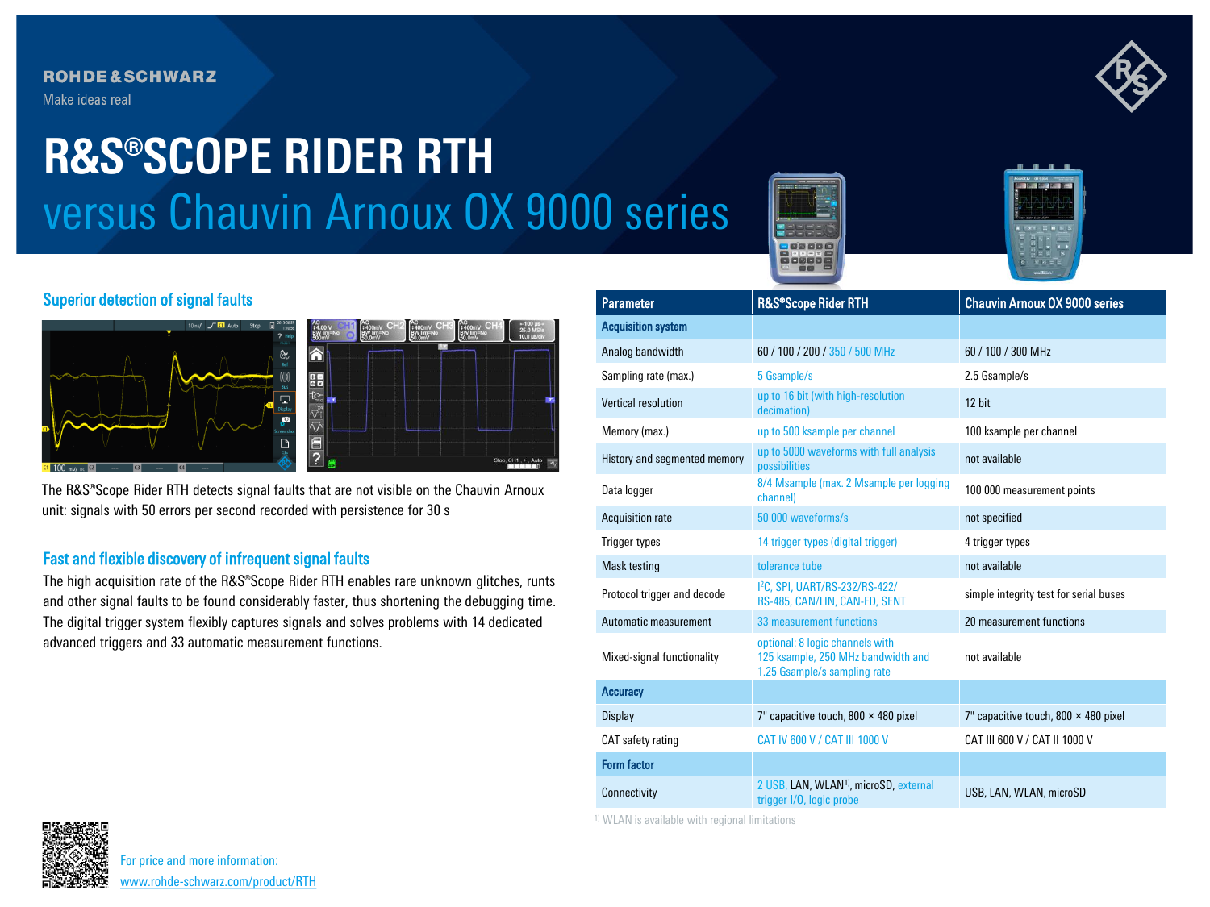ROHDE&SCHWARZ

Make ideas real

# R&S®SCOPE RIDER RTH
## versus Chauvin Arnoux OX 9000 series

### Superior detection of signal faults

The R&S®Scope Rider RTH detects signal faults that are not visible on the Chauvin Arnoux unit: signals with 50 errors per second recorded with persistence for 30 s

### Fast and flexible discovery of infrequent signal faults

The high acquisition rate of the R&S®Scope Rider RTH enables rare unknown glitches, runts and other signal faults to be found considerably faster, thus shortening the debugging time. The digital trigger system flexibly captures signals and solves problems with 14 dedicated advanced triggers and 33 automatic measurement functions.

| Parameter | R&S®Scope Rider RTH | Chauvin Arnoux OX 9000 series |
|---|---|---|
| **Acquisition system** | | |
| Analog bandwidth | 60 / 100 / 200 / 350 / 500 MHz | 60 / 100 / 300 MHz |
| Sampling rate (max.) | 5 Gsample/s | 2.5 Gsample/s |
| Vertical resolution | up to 16 bit (with high-resolution decimation) | 12 bit |
| Memory (max.) | up to 500 ksample per channel | 100 ksample per channel |
| History and segmented memory | up to 5000 waveforms with full analysis possibilities | not available |
| Data logger | 8/4 Msample (max. 2 Msample per logging channel) | 100 000 measurement points |
| Acquisition rate | 50 000 waveforms/s | not specified |
| Trigger types | 14 trigger types (digital trigger) | 4 trigger types |
| Mask testing | tolerance tube | not available |
| Protocol trigger and decode | I²C, SPI, UART/RS-232/RS-422/ RS-485, CAN/LIN, CAN-FD, SENT | simple integrity test for serial buses |
| Automatic measurement | 33 measurement functions | 20 measurement functions |
| Mixed-signal functionality | optional: 8 logic channels with 125 ksample, 250 MHz bandwidth and 1.25 Gsample/s sampling rate | not available |
| **Accuracy** | | |
| Display | 7" capacitive touch, 800 × 480 pixel | 7" capacitive touch, 800 × 480 pixel |
| CAT safety rating | CAT IV 600 V / CAT III 1000 V | CAT III 600 V / CAT II 1000 V |
| **Form factor** | | |
| Connectivity | 2 USB, LAN, WLAN[1], microSD, external trigger I/O, logic probe | USB, LAN, WLAN, microSD |

[1] WLAN is available with regional limitations

For price and more information:
www.rohde-schwarz.com/product/RTH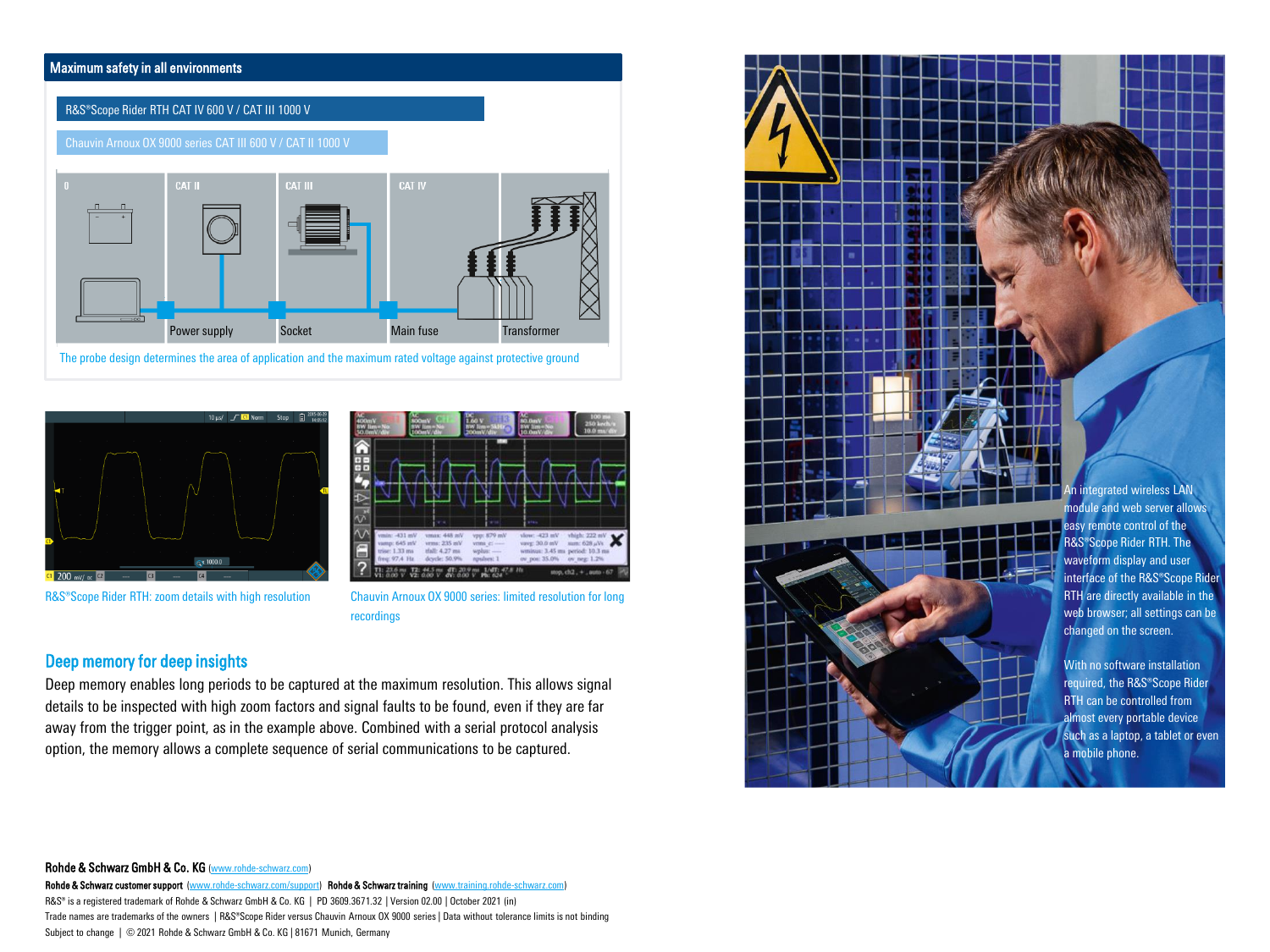## Maximum safety in all environments

R&S®Scope Rider RTH CAT IV 600 V / CAT III 1000 V

Chauvin Arnoux OX 9000 series CAT III 600 V / CAT II 1000 V

0

CAT II

CAT III

CAT IV

Power supply

Socket

Main fuse

Transformer

The probe design determines the area of application and the maximum rated voltage against protective ground

R&S®Scope Rider RTH: zoom details with high resolution

Chauvin Arnoux OX 9000 series: limited resolution for long recordings

## Deep memory for deep insights

Deep memory enables long periods to be captured at the maximum resolution. This allows signal details to be inspected with high zoom factors and signal faults to be found, even if they are far away from the trigger point, as in the example above. Combined with a serial protocol analysis option, the memory allows a complete sequence of serial communications to be captured.

An integrated wireless LAN module and web server allows easy remote control of the R&S®Scope Rider RTH. The waveform display and user interface of the R&S®Scope Rider RTH are directly available in the web browser; all settings can be changed on the screen.

With no software installation required, the R&S®Scope Rider RTH can be controlled from almost every portable device such as a laptop, a tablet or even a mobile phone.

**Rohde & Schwarz GmbH & Co. KG** (www.rohde-schwarz.com)

**Rohde & Schwarz customer support** (www.rohde-schwarz.com/support) **Rohde & Schwarz training** (www.training.rohde-schwarz.com)

R&S® is a registered trademark of Rohde & Schwarz GmbH & Co. KG | PD 3609.3671.32 | Version 02.00 | October 2021 (in)

Trade names are trademarks of the owners | R&S®Scope Rider versus Chauvin Arnoux OX 9000 series | Data without tolerance limits is not binding

Subject to change | © 2021 Rohde & Schwarz GmbH & Co. KG | 81671 Munich, Germany